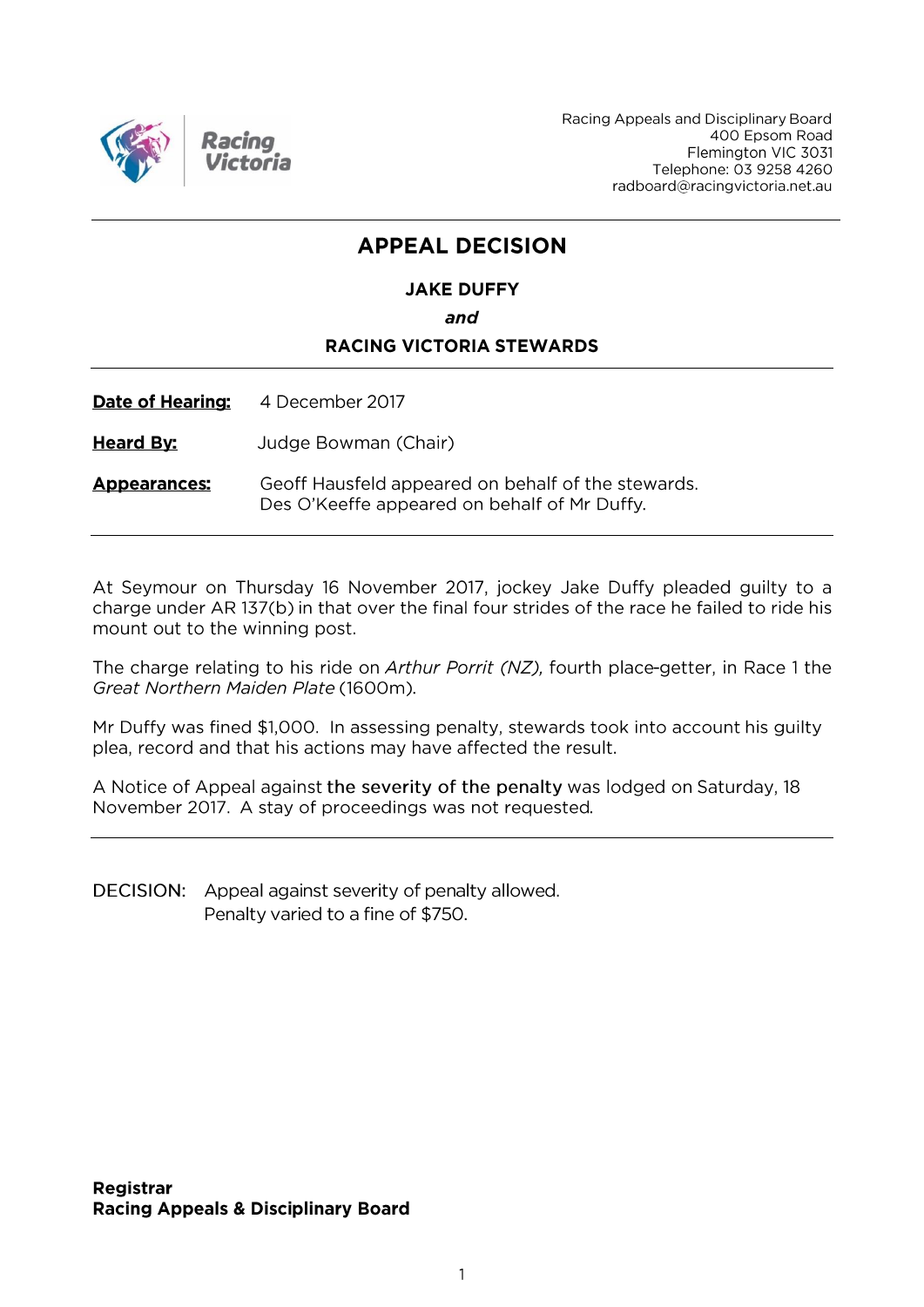Racing Appeals and Disciplinary Board
400 Epsom Road
Flemington VIC 3031
Telephone: 03 9258 4260
radboard@racingvictoria.net.au

---

# APPEAL DECISION

**JAKE DUFFY**

***and***

**RACING VICTORIA STEWARDS**

---

**Date of Hearing:** 4 December 2017

**Heard By:** Judge Bowman (Chair)

**Appearances:** Geoff Hausfeld appeared on behalf of the stewards.
Des O'Keeffe appeared on behalf of Mr Duffy.

---

At Seymour on Thursday 16 November 2017, jockey Jake Duffy pleaded guilty to a charge under AR 137(b) in that over the final four strides of the race he failed to ride his mount out to the winning post.

The charge relating to his ride on *Arthur Porrit (NZ),* fourth place-getter, in Race 1 the *Great Northern Maiden Plate* (1600m).

Mr Duffy was fined $1,000. In assessing penalty, stewards took into account his guilty plea, record and that his actions may have affected the result.

A Notice of Appeal against the severity of the penalty was lodged on Saturday, 18 November 2017. A stay of proceedings was not requested.

---

DECISION: Appeal against severity of penalty allowed.
Penalty varied to a fine of $750.

**Registrar**
**Racing Appeals & Disciplinary Board**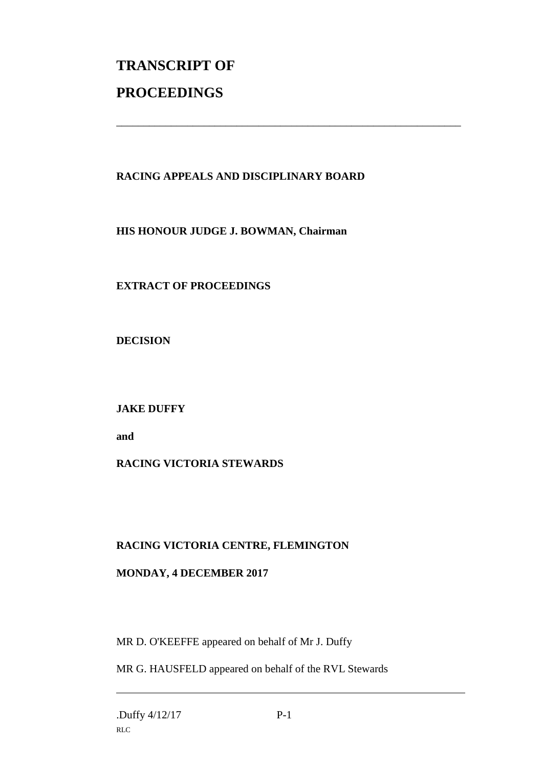# TRANSCRIPT OF PROCEEDINGS

---

**RACING APPEALS AND DISCIPLINARY BOARD**

**HIS HONOUR JUDGE J. BOWMAN, Chairman**

**EXTRACT OF PROCEEDINGS**

**DECISION**

**JAKE DUFFY**

**and**

**RACING VICTORIA STEWARDS**

**RACING VICTORIA CENTRE, FLEMINGTON**

**MONDAY, 4 DECEMBER 2017**

MR D. O'KEEFFE appeared on behalf of Mr J. Duffy

MR G. HAUSFELD appeared on behalf of the RVL Stewards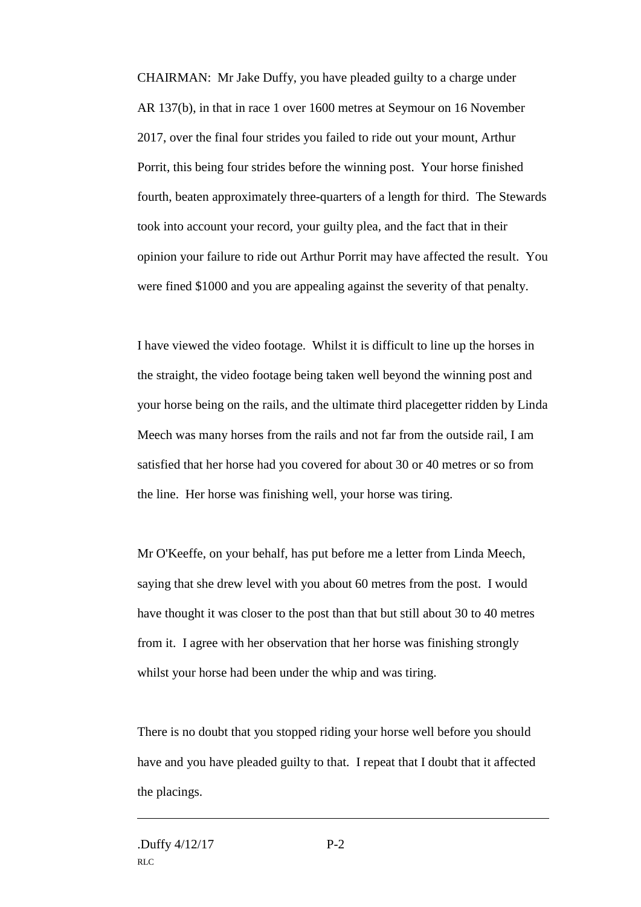CHAIRMAN: Mr Jake Duffy, you have pleaded guilty to a charge under AR 137(b), in that in race 1 over 1600 metres at Seymour on 16 November 2017, over the final four strides you failed to ride out your mount, Arthur Porrit, this being four strides before the winning post. Your horse finished fourth, beaten approximately three-quarters of a length for third. The Stewards took into account your record, your guilty plea, and the fact that in their opinion your failure to ride out Arthur Porrit may have affected the result. You were fined $1000 and you are appealing against the severity of that penalty.

I have viewed the video footage. Whilst it is difficult to line up the horses in the straight, the video footage being taken well beyond the winning post and your horse being on the rails, and the ultimate third placegetter ridden by Linda Meech was many horses from the rails and not far from the outside rail, I am satisfied that her horse had you covered for about 30 or 40 metres or so from the line. Her horse was finishing well, your horse was tiring.

Mr O'Keeffe, on your behalf, has put before me a letter from Linda Meech, saying that she drew level with you about 60 metres from the post. I would have thought it was closer to the post than that but still about 30 to 40 metres from it. I agree with her observation that her horse was finishing strongly whilst your horse had been under the whip and was tiring.

There is no doubt that you stopped riding your horse well before you should have and you have pleaded guilty to that. I repeat that I doubt that it affected the placings.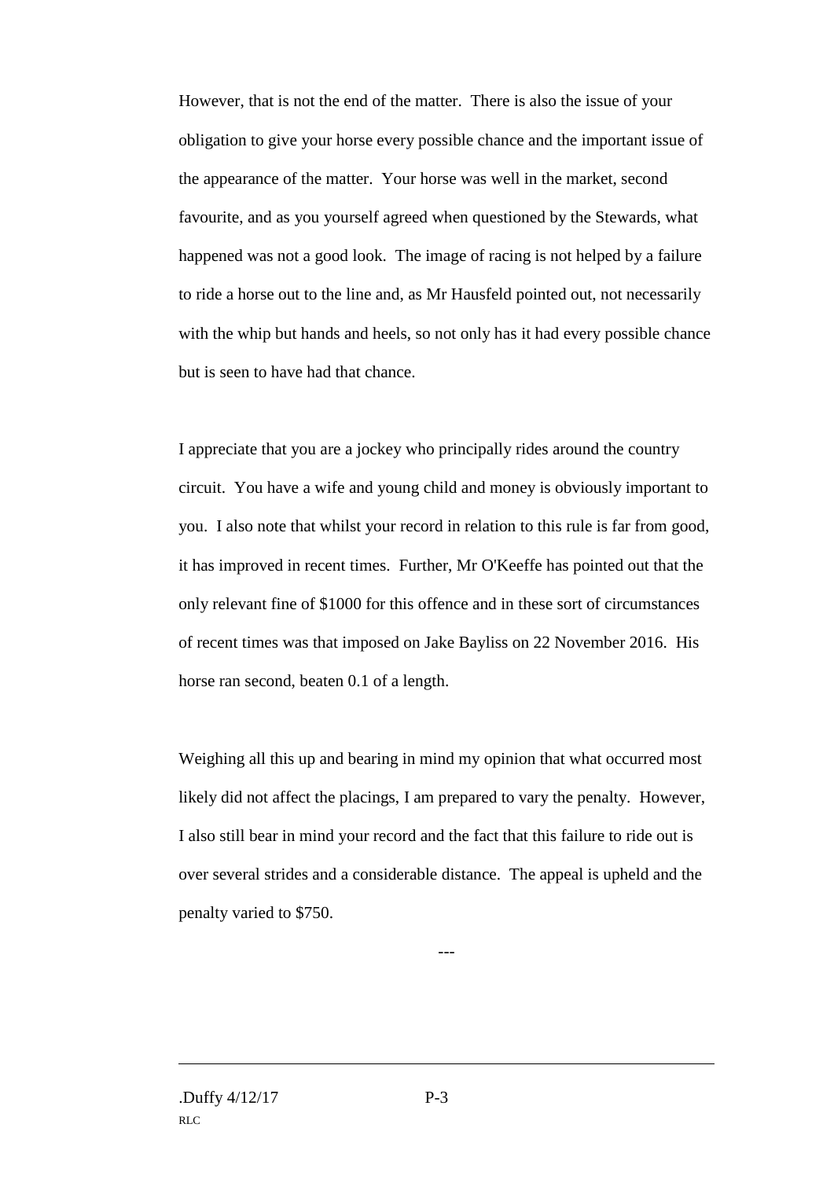However, that is not the end of the matter. There is also the issue of your obligation to give your horse every possible chance and the important issue of the appearance of the matter. Your horse was well in the market, second favourite, and as you yourself agreed when questioned by the Stewards, what happened was not a good look. The image of racing is not helped by a failure to ride a horse out to the line and, as Mr Hausfeld pointed out, not necessarily with the whip but hands and heels, so not only has it had every possible chance but is seen to have had that chance.

I appreciate that you are a jockey who principally rides around the country circuit. You have a wife and young child and money is obviously important to you. I also note that whilst your record in relation to this rule is far from good, it has improved in recent times. Further, Mr O'Keeffe has pointed out that the only relevant fine of $1000 for this offence and in these sort of circumstances of recent times was that imposed on Jake Bayliss on 22 November 2016. His horse ran second, beaten 0.1 of a length.

Weighing all this up and bearing in mind my opinion that what occurred most likely did not affect the placings, I am prepared to vary the penalty. However, I also still bear in mind your record and the fact that this failure to ride out is over several strides and a considerable distance. The appeal is upheld and the penalty varied to $750.

---